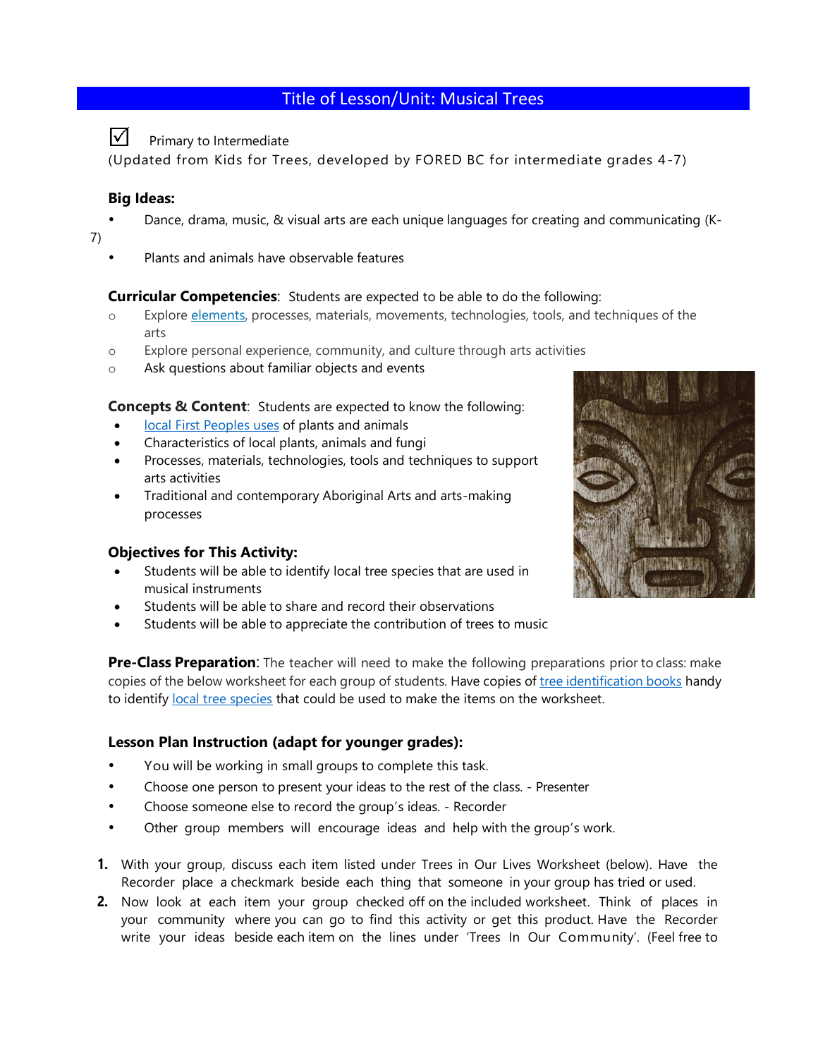# Title of Lesson/Unit: Musical Trees

☑ Primary to Intermediate

(Updated from Kids for Trees, developed by FORED BC for intermediate grades 4-7)

**Big Ideas:**

- Dance, drama, music, & visual arts are each unique languages for creating and communicating (K-7)
- Plants and animals have observable features

**Curricular Competencies**: Students are expected to be able to do the following:

- Explore elements, processes, materials, movements, technologies, tools, and techniques of the arts
- Explore personal experience, community, and culture through arts activities
- Ask questions about familiar objects and events

**Concepts & Content**: Students are expected to know the following:

- local First Peoples uses of plants and animals
- Characteristics of local plants, animals and fungi
- Processes, materials, technologies, tools and techniques to support arts activities
- Traditional and contemporary Aboriginal Arts and arts-making processes

**Objectives for This Activity:**

- Students will be able to identify local tree species that are used in musical instruments
- Students will be able to share and record their observations
- Students will be able to appreciate the contribution of trees to music

**Pre-Class Preparation**: The teacher will need to make the following preparations prior to class: make copies of the below worksheet for each group of students. Have copies of tree identification books handy to identify local tree species that could be used to make the items on the worksheet.

**Lesson Plan Instruction (adapt for younger grades):**

- You will be working in small groups to complete this task.
- Choose one person to present your ideas to the rest of the class. - Presenter
- Choose someone else to record the group's ideas. - Recorder
- Other group members will encourage ideas and help with the group's work.

1. With your group, discuss each item listed under Trees in Our Lives Worksheet (below). Have the Recorder place a checkmark beside each thing that someone in your group has tried or used.
2. Now look at each item your group checked off on the included worksheet. Think of places in your community where you can go to find this activity or get this product. Have the Recorder write your ideas beside each item on the lines under 'Trees In Our Community'. (Feel free to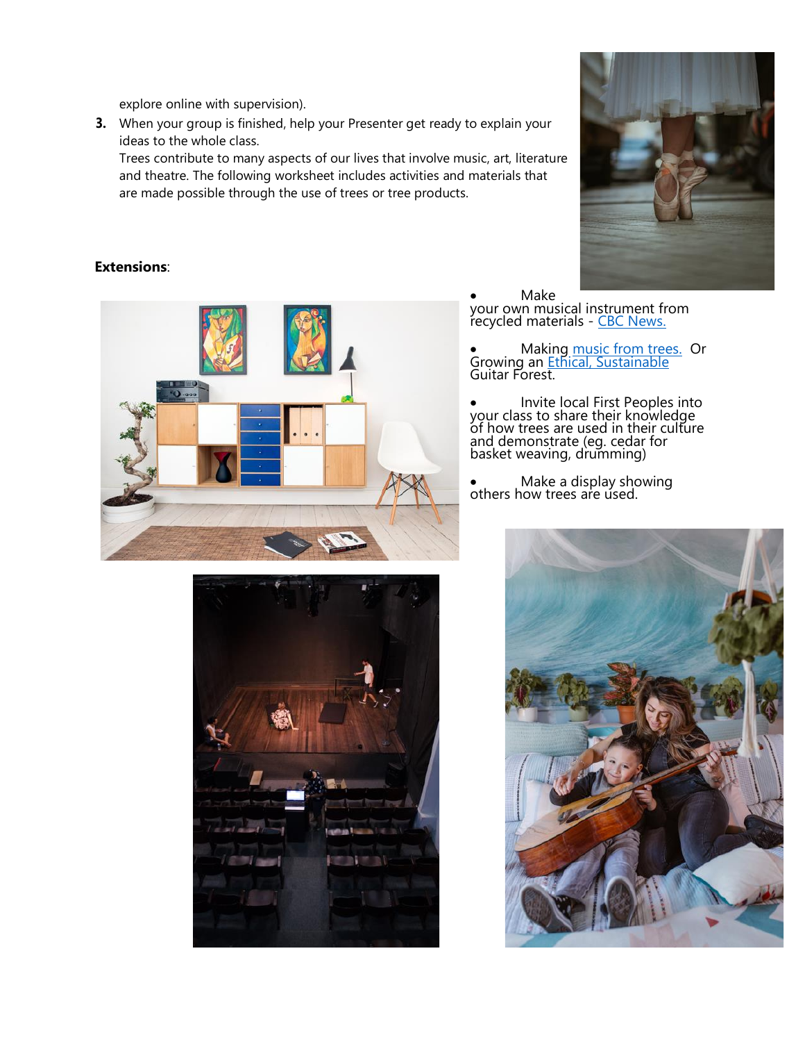explore online with supervision).

3. When your group is finished, help your Presenter get ready to explain your ideas to the whole class.
   Trees contribute to many aspects of our lives that involve music, art, literature and theatre. The following worksheet includes activities and materials that are made possible through the use of trees or tree products.

**Extensions**:

- Make your own musical instrument from recycled materials - CBC News.
- Making music from trees. Or Growing an Ethical, Sustainable Guitar Forest.
- Invite local First Peoples into your class to share their knowledge of how trees are used in their culture and demonstrate (eg. cedar for basket weaving, drumming)
- Make a display showing others how trees are used.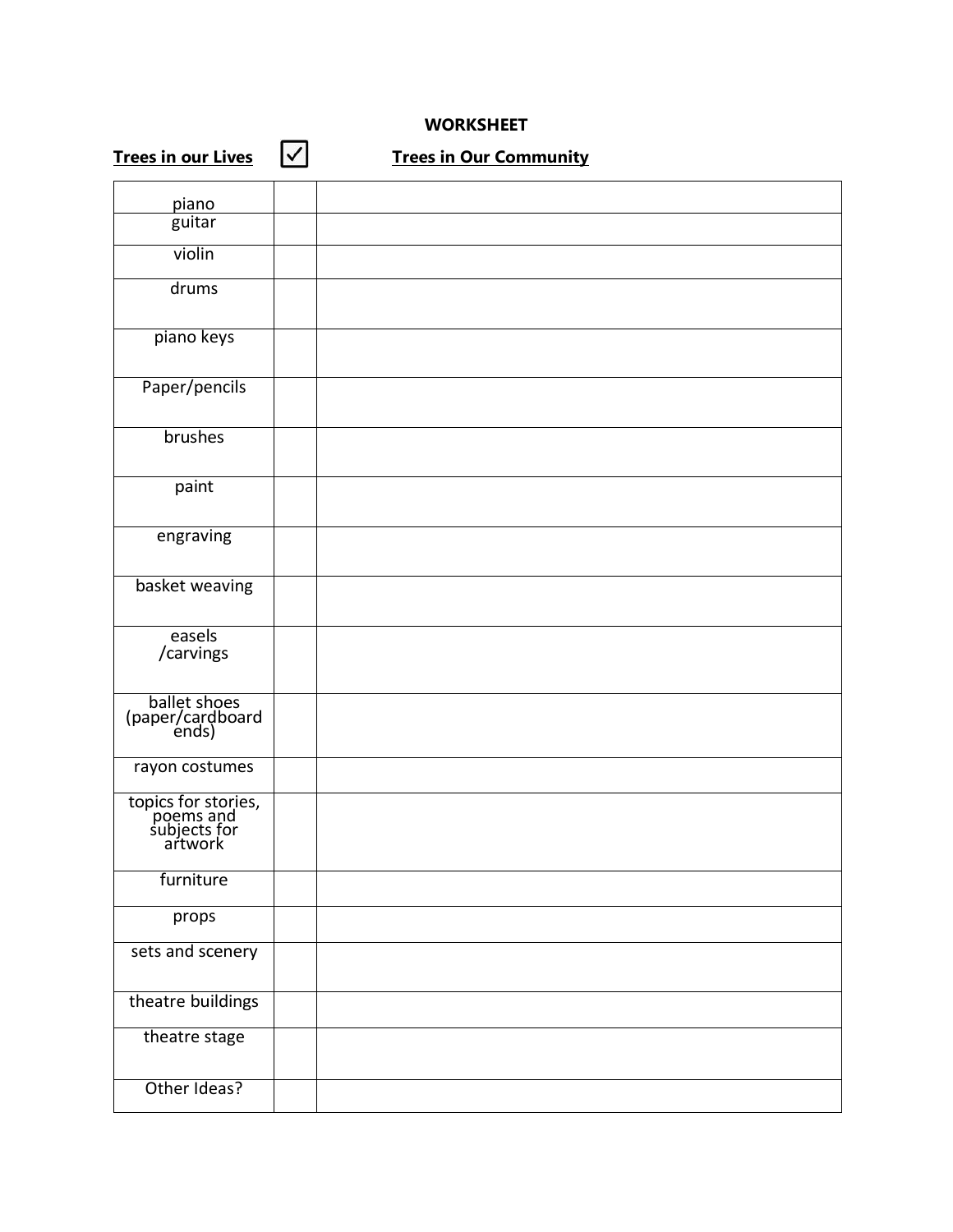**WORKSHEET**

| <u>**Trees in our Lives**</u> | ☑ | <u>**Trees in Our Community**</u> |
|---|---|---|
| piano | | |
| guitar | | |
| violin | | |
| drums | | |
| piano keys | | |
| Paper/pencils | | |
| brushes | | |
| paint | | |
| engraving | | |
| basket weaving | | |
| easels /carvings | | |
| ballet shoes (paper/cardboard ends) | | |
| rayon costumes | | |
| topics for stories, poems and subjects for artwork | | |
| furniture | | |
| props | | |
| sets and scenery | | |
| theatre buildings | | |
| theatre stage | | |
| Other Ideas? | | |